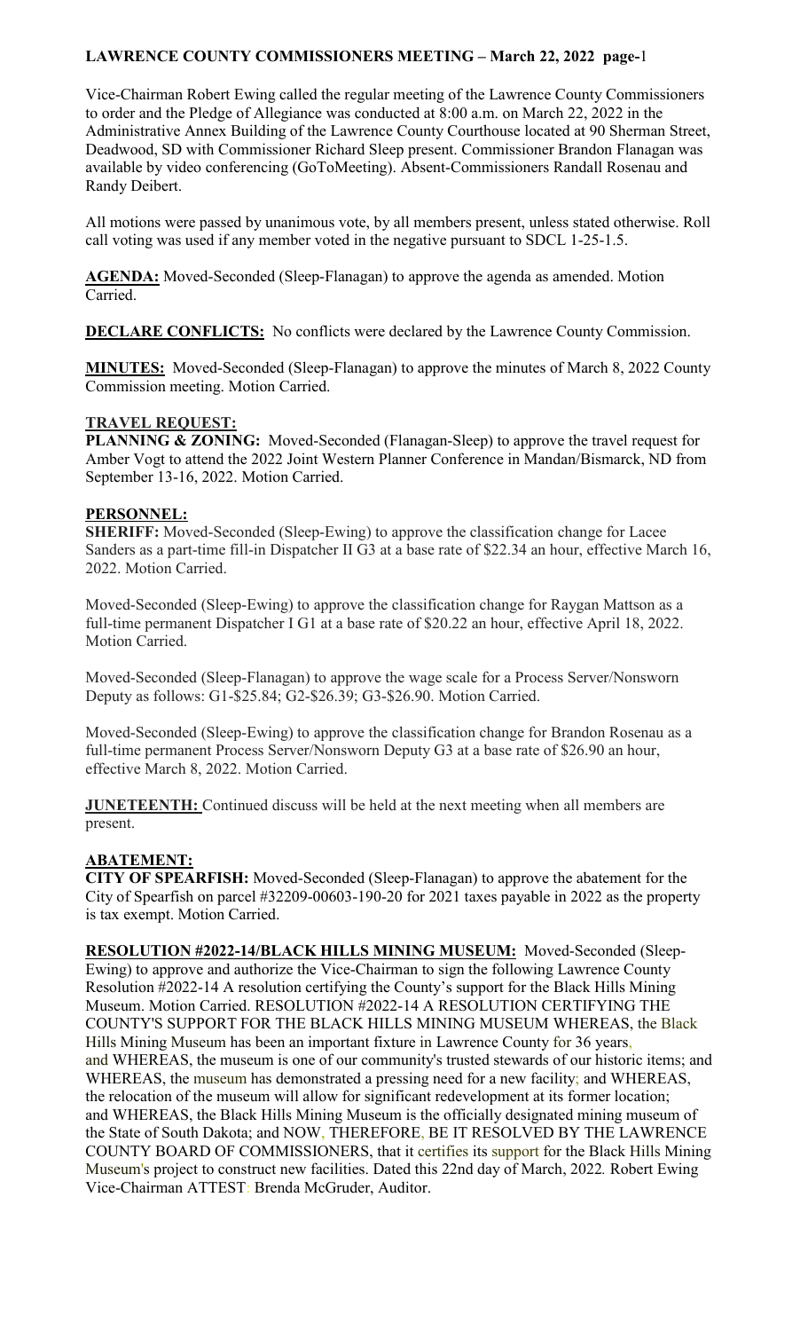# LAWRENCE COUNTY COMMISSIONERS MEETING – March 22, 2022

Vice-Chairman Robert Ewing called the regular meeting of the Lawrence County Commissioners to order and the Pledge of Allegiance was conducted at 8:00 a.m. on March 22, 2022 in the Administrative Annex Building of the Lawrence County Courthouse located at 90 Sherman Street, Deadwood, SD with Commissioner Richard Sleep present. Commissioner Brandon Flanagan was available by video conferencing (GoToMeeting). Absent-Commissioners Randall Rosenau and Randy Deibert.

All motions were passed by unanimous vote, by all members present, unless stated otherwise. Roll call voting was used if any member voted in the negative pursuant to SDCL 1-25-1.5.

**AGENDA:** Moved-Seconded (Sleep-Flanagan) to approve the agenda as amended. Motion Carried.

**DECLARE CONFLICTS:** No conflicts were declared by the Lawrence County Commission.

**MINUTES:** Moved-Seconded (Sleep-Flanagan) to approve the minutes of March 8, 2022 County Commission meeting. Motion Carried.

**TRAVEL REQUEST:**

**PLANNING & ZONING:** Moved-Seconded (Flanagan-Sleep) to approve the travel request for Amber Vogt to attend the 2022 Joint Western Planner Conference in Mandan/Bismarck, ND from September 13-16, 2022. Motion Carried.

**PERSONNEL:**

**SHERIFF:** Moved-Seconded (Sleep-Ewing) to approve the classification change for Lacee Sanders as a part-time fill-in Dispatcher II G3 at a base rate of $22.34 an hour, effective March 16, 2022. Motion Carried.

Moved-Seconded (Sleep-Ewing) to approve the classification change for Raygan Mattson as a full-time permanent Dispatcher I G1 at a base rate of $20.22 an hour, effective April 18, 2022. Motion Carried.

Moved-Seconded (Sleep-Flanagan) to approve the wage scale for a Process Server/Nonsworn Deputy as follows: G1-$25.84; G2-$26.39; G3-$26.90. Motion Carried.

Moved-Seconded (Sleep-Ewing) to approve the classification change for Brandon Rosenau as a full-time permanent Process Server/Nonsworn Deputy G3 at a base rate of $26.90 an hour, effective March 8, 2022. Motion Carried.

**JUNETEENTH:** Continued discuss will be held at the next meeting when all members are present.

**ABATEMENT:**

**CITY OF SPEARFISH:** Moved-Seconded (Sleep-Flanagan) to approve the abatement for the City of Spearfish on parcel #32209-00603-190-20 for 2021 taxes payable in 2022 as the property is tax exempt. Motion Carried.

**RESOLUTION #2022-14/BLACK HILLS MINING MUSEUM:** Moved-Seconded (Sleep-Ewing) to approve and authorize the Vice-Chairman to sign the following Lawrence County Resolution #2022-14 A resolution certifying the County's support for the Black Hills Mining Museum. Motion Carried. RESOLUTION #2022-14 A RESOLUTION CERTIFYING THE COUNTY'S SUPPORT FOR THE BLACK HILLS MINING MUSEUM WHEREAS, the Black Hills Mining Museum has been an important fixture in Lawrence County for 36 years, and WHEREAS, the museum is one of our community's trusted stewards of our historic items; and WHEREAS, the museum has demonstrated a pressing need for a new facility; and WHEREAS, the relocation of the museum will allow for significant redevelopment at its former location; and WHEREAS, the Black Hills Mining Museum is the officially designated mining museum of the State of South Dakota; and NOW, THEREFORE, BE IT RESOLVED BY THE LAWRENCE COUNTY BOARD OF COMMISSIONERS, that it certifies its support for the Black Hills Mining Museum's project to construct new facilities. Dated this 22nd day of March, 2022. Robert Ewing Vice-Chairman ATTEST: Brenda McGruder, Auditor.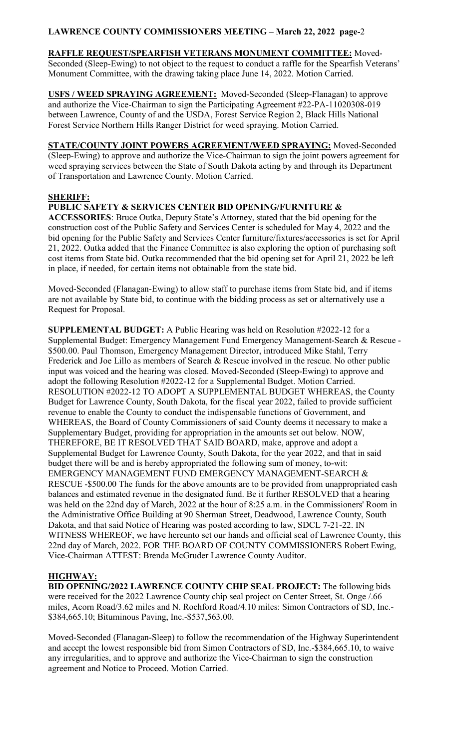**RAFFLE REQUEST/SPEARFISH VETERANS MONUMENT COMMITTEE:** Moved-Seconded (Sleep-Ewing) to not object to the request to conduct a raffle for the Spearfish Veterans' Monument Committee, with the drawing taking place June 14, 2022. Motion Carried.

**USFS / WEED SPRAYING AGREEMENT:** Moved-Seconded (Sleep-Flanagan) to approve and authorize the Vice-Chairman to sign the Participating Agreement #22-PA-11020308-019 between Lawrence, County of and the USDA, Forest Service Region 2, Black Hills National Forest Service Northern Hills Ranger District for weed spraying. Motion Carried.

**STATE/COUNTY JOINT POWERS AGREEMENT/WEED SPRAYING:** Moved-Seconded (Sleep-Ewing) to approve and authorize the Vice-Chairman to sign the joint powers agreement for weed spraying services between the State of South Dakota acting by and through its Department of Transportation and Lawrence County. Motion Carried.

**SHERIFF:**

**PUBLIC SAFETY & SERVICES CENTER BID OPENING/FURNITURE & ACCESSORIES**: Bruce Outka, Deputy State's Attorney, stated that the bid opening for the construction cost of the Public Safety and Services Center is scheduled for May 4, 2022 and the bid opening for the Public Safety and Services Center furniture/fixtures/accessories is set for April 21, 2022. Outka added that the Finance Committee is also exploring the option of purchasing soft cost items from State bid. Outka recommended that the bid opening set for April 21, 2022 be left in place, if needed, for certain items not obtainable from the state bid.

Moved-Seconded (Flanagan-Ewing) to allow staff to purchase items from State bid, and if items are not available by State bid, to continue with the bidding process as set or alternatively use a Request for Proposal.

**SUPPLEMENTAL BUDGET:** A Public Hearing was held on Resolution #2022-12 for a Supplemental Budget: Emergency Management Fund Emergency Management-Search & Rescue - \$500.00. Paul Thomson, Emergency Management Director, introduced Mike Stahl, Terry Frederick and Joe Lillo as members of Search & Rescue involved in the rescue. No other public input was voiced and the hearing was closed. Moved-Seconded (Sleep-Ewing) to approve and adopt the following Resolution #2022-12 for a Supplemental Budget. Motion Carried. RESOLUTION #2022-12 TO ADOPT A SUPPLEMENTAL BUDGET WHEREAS, the County Budget for Lawrence County, South Dakota, for the fiscal year 2022, failed to provide sufficient revenue to enable the County to conduct the indispensable functions of Government, and WHEREAS, the Board of County Commissioners of said County deems it necessary to make a Supplementary Budget, providing for appropriation in the amounts set out below. NOW, THEREFORE, BE IT RESOLVED THAT SAID BOARD, make, approve and adopt a Supplemental Budget for Lawrence County, South Dakota, for the year 2022, and that in said budget there will be and is hereby appropriated the following sum of money, to-wit: EMERGENCY MANAGEMENT FUND EMERGENCY MANAGEMENT-SEARCH & RESCUE -\$500.00 The funds for the above amounts are to be provided from unappropriated cash balances and estimated revenue in the designated fund. Be it further RESOLVED that a hearing was held on the 22nd day of March, 2022 at the hour of 8:25 a.m. in the Commissioners' Room in the Administrative Office Building at 90 Sherman Street, Deadwood, Lawrence County, South Dakota, and that said Notice of Hearing was posted according to law, SDCL 7-21-22. IN WITNESS WHEREOF, we have hereunto set our hands and official seal of Lawrence County, this 22nd day of March, 2022. FOR THE BOARD OF COUNTY COMMISSIONERS Robert Ewing, Vice-Chairman ATTEST: Brenda McGruder Lawrence County Auditor.

**HIGHWAY:**

**BID OPENING/2022 LAWRENCE COUNTY CHIP SEAL PROJECT:** The following bids were received for the 2022 Lawrence County chip seal project on Center Street, St. Onge /.66 miles, Acorn Road/3.62 miles and N. Rochford Road/4.10 miles: Simon Contractors of SD, Inc.-\$384,665.10; Bituminous Paving, Inc.-\$537,563.00.

Moved-Seconded (Flanagan-Sleep) to follow the recommendation of the Highway Superintendent and accept the lowest responsible bid from Simon Contractors of SD, Inc.-\$384,665.10, to waive any irregularities, and to approve and authorize the Vice-Chairman to sign the construction agreement and Notice to Proceed. Motion Carried.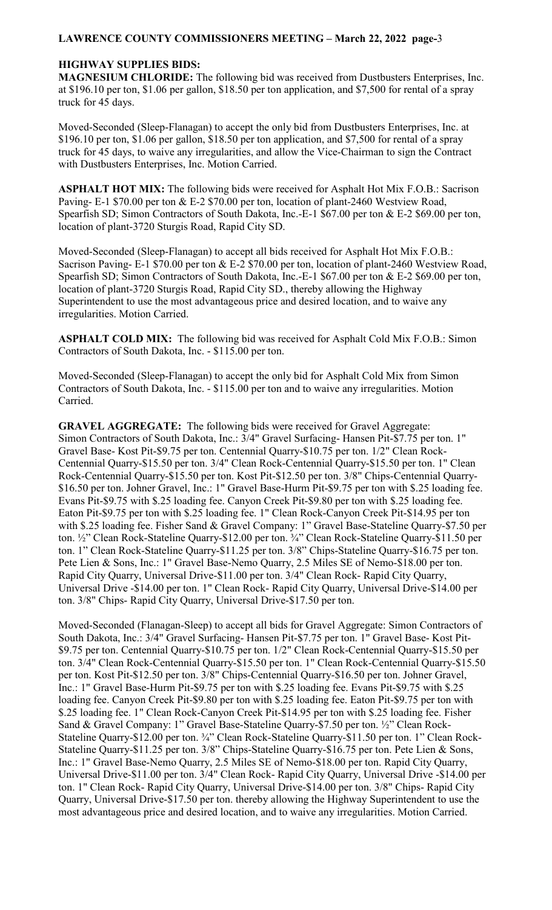**HIGHWAY SUPPLIES BIDS:**

**MAGNESIUM CHLORIDE:** The following bid was received from Dustbusters Enterprises, Inc. at \$196.10 per ton, \$1.06 per gallon, \$18.50 per ton application, and \$7,500 for rental of a spray truck for 45 days.

Moved-Seconded (Sleep-Flanagan) to accept the only bid from Dustbusters Enterprises, Inc. at \$196.10 per ton, \$1.06 per gallon, \$18.50 per ton application, and \$7,500 for rental of a spray truck for 45 days, to waive any irregularities, and allow the Vice-Chairman to sign the Contract with Dustbusters Enterprises, Inc. Motion Carried.

**ASPHALT HOT MIX:** The following bids were received for Asphalt Hot Mix F.O.B.: Sacrison Paving- E-1 \$70.00 per ton & E-2 \$70.00 per ton, location of plant-2460 Westview Road, Spearfish SD; Simon Contractors of South Dakota, Inc.-E-1 \$67.00 per ton & E-2 \$69.00 per ton, location of plant-3720 Sturgis Road, Rapid City SD.

Moved-Seconded (Sleep-Flanagan) to accept all bids received for Asphalt Hot Mix F.O.B.: Sacrison Paving- E-1 \$70.00 per ton & E-2 \$70.00 per ton, location of plant-2460 Westview Road, Spearfish SD; Simon Contractors of South Dakota, Inc.-E-1 \$67.00 per ton & E-2 \$69.00 per ton, location of plant-3720 Sturgis Road, Rapid City SD., thereby allowing the Highway Superintendent to use the most advantageous price and desired location, and to waive any irregularities. Motion Carried.

**ASPHALT COLD MIX:** The following bid was received for Asphalt Cold Mix F.O.B.: Simon Contractors of South Dakota, Inc. - \$115.00 per ton.

Moved-Seconded (Sleep-Flanagan) to accept the only bid for Asphalt Cold Mix from Simon Contractors of South Dakota, Inc. - \$115.00 per ton and to waive any irregularities. Motion Carried.

**GRAVEL AGGREGATE:** The following bids were received for Gravel Aggregate: Simon Contractors of South Dakota, Inc.: 3/4" Gravel Surfacing- Hansen Pit-\$7.75 per ton. 1" Gravel Base- Kost Pit-\$9.75 per ton. Centennial Quarry-\$10.75 per ton. 1/2" Clean Rock-Centennial Quarry-\$15.50 per ton. 3/4" Clean Rock-Centennial Quarry-\$15.50 per ton. 1" Clean Rock-Centennial Quarry-\$15.50 per ton. Kost Pit-\$12.50 per ton. 3/8" Chips-Centennial Quarry-\$16.50 per ton. Johner Gravel, Inc.: 1" Gravel Base-Hurm Pit-\$9.75 per ton with \$.25 loading fee. Evans Pit-\$9.75 with \$.25 loading fee. Canyon Creek Pit-\$9.80 per ton with \$.25 loading fee. Eaton Pit-\$9.75 per ton with \$.25 loading fee. 1" Clean Rock-Canyon Creek Pit-\$14.95 per ton with \$.25 loading fee. Fisher Sand & Gravel Company: 1" Gravel Base-Stateline Quarry-\$7.50 per ton. ½" Clean Rock-Stateline Quarry-\$12.00 per ton. ¾" Clean Rock-Stateline Quarry-\$11.50 per ton. 1" Clean Rock-Stateline Quarry-\$11.25 per ton. 3/8" Chips-Stateline Quarry-\$16.75 per ton. Pete Lien & Sons, Inc.: 1" Gravel Base-Nemo Quarry, 2.5 Miles SE of Nemo-\$18.00 per ton. Rapid City Quarry, Universal Drive-\$11.00 per ton. 3/4" Clean Rock- Rapid City Quarry, Universal Drive -\$14.00 per ton. 1" Clean Rock- Rapid City Quarry, Universal Drive-\$14.00 per ton. 3/8" Chips- Rapid City Quarry, Universal Drive-\$17.50 per ton.

Moved-Seconded (Flanagan-Sleep) to accept all bids for Gravel Aggregate: Simon Contractors of South Dakota, Inc.: 3/4" Gravel Surfacing- Hansen Pit-\$7.75 per ton. 1" Gravel Base- Kost Pit-\$9.75 per ton. Centennial Quarry-\$10.75 per ton. 1/2" Clean Rock-Centennial Quarry-\$15.50 per ton. 3/4" Clean Rock-Centennial Quarry-\$15.50 per ton. 1" Clean Rock-Centennial Quarry-\$15.50 per ton. Kost Pit-\$12.50 per ton. 3/8" Chips-Centennial Quarry-\$16.50 per ton. Johner Gravel, Inc.: 1" Gravel Base-Hurm Pit-\$9.75 per ton with \$.25 loading fee. Evans Pit-\$9.75 with \$.25 loading fee. Canyon Creek Pit-\$9.80 per ton with \$.25 loading fee. Eaton Pit-\$9.75 per ton with \$.25 loading fee. 1" Clean Rock-Canyon Creek Pit-\$14.95 per ton with \$.25 loading fee. Fisher Sand & Gravel Company: 1" Gravel Base-Stateline Quarry-\$7.50 per ton. ½" Clean Rock-Stateline Quarry-\$12.00 per ton. ¾" Clean Rock-Stateline Quarry-\$11.50 per ton. 1" Clean Rock-Stateline Quarry-\$11.25 per ton. 3/8" Chips-Stateline Quarry-\$16.75 per ton. Pete Lien & Sons, Inc.: 1" Gravel Base-Nemo Quarry, 2.5 Miles SE of Nemo-\$18.00 per ton. Rapid City Quarry, Universal Drive-\$11.00 per ton. 3/4" Clean Rock- Rapid City Quarry, Universal Drive -\$14.00 per ton. 1" Clean Rock- Rapid City Quarry, Universal Drive-\$14.00 per ton. 3/8" Chips- Rapid City Quarry, Universal Drive-\$17.50 per ton. thereby allowing the Highway Superintendent to use the most advantageous price and desired location, and to waive any irregularities. Motion Carried.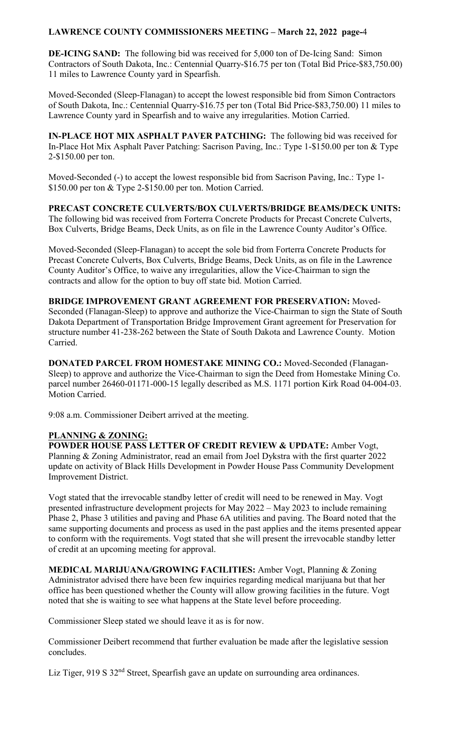**DE-ICING SAND:** The following bid was received for 5,000 ton of De-Icing Sand: Simon Contractors of South Dakota, Inc.: Centennial Quarry-$16.75 per ton (Total Bid Price-$83,750.00) 11 miles to Lawrence County yard in Spearfish.

Moved-Seconded (Sleep-Flanagan) to accept the lowest responsible bid from Simon Contractors of South Dakota, Inc.: Centennial Quarry-$16.75 per ton (Total Bid Price-$83,750.00) 11 miles to Lawrence County yard in Spearfish and to waive any irregularities. Motion Carried.

**IN-PLACE HOT MIX ASPHALT PAVER PATCHING:** The following bid was received for In-Place Hot Mix Asphalt Paver Patching: Sacrison Paving, Inc.: Type 1-$150.00 per ton & Type 2-$150.00 per ton.

Moved-Seconded (-) to accept the lowest responsible bid from Sacrison Paving, Inc.: Type 1-$150.00 per ton & Type 2-$150.00 per ton. Motion Carried.

**PRECAST CONCRETE CULVERTS/BOX CULVERTS/BRIDGE BEAMS/DECK UNITS:** The following bid was received from Forterra Concrete Products for Precast Concrete Culverts, Box Culverts, Bridge Beams, Deck Units, as on file in the Lawrence County Auditor's Office.

Moved-Seconded (Sleep-Flanagan) to accept the sole bid from Forterra Concrete Products for Precast Concrete Culverts, Box Culverts, Bridge Beams, Deck Units, as on file in the Lawrence County Auditor's Office, to waive any irregularities, allow the Vice-Chairman to sign the contracts and allow for the option to buy off state bid. Motion Carried.

**BRIDGE IMPROVEMENT GRANT AGREEMENT FOR PRESERVATION:** Moved-Seconded (Flanagan-Sleep) to approve and authorize the Vice-Chairman to sign the State of South Dakota Department of Transportation Bridge Improvement Grant agreement for Preservation for structure number 41-238-262 between the State of South Dakota and Lawrence County. Motion Carried.

**DONATED PARCEL FROM HOMESTAKE MINING CO.:** Moved-Seconded (Flanagan-Sleep) to approve and authorize the Vice-Chairman to sign the Deed from Homestake Mining Co. parcel number 26460-01171-000-15 legally described as M.S. 1171 portion Kirk Road 04-004-03. Motion Carried.

9:08 a.m. Commissioner Deibert arrived at the meeting.

**PLANNING & ZONING:**

**POWDER HOUSE PASS LETTER OF CREDIT REVIEW & UPDATE:** Amber Vogt, Planning & Zoning Administrator, read an email from Joel Dykstra with the first quarter 2022 update on activity of Black Hills Development in Powder House Pass Community Development Improvement District.

Vogt stated that the irrevocable standby letter of credit will need to be renewed in May. Vogt presented infrastructure development projects for May 2022 – May 2023 to include remaining Phase 2, Phase 3 utilities and paving and Phase 6A utilities and paving. The Board noted that the same supporting documents and process as used in the past applies and the items presented appear to conform with the requirements. Vogt stated that she will present the irrevocable standby letter of credit at an upcoming meeting for approval.

**MEDICAL MARIJUANA/GROWING FACILITIES:** Amber Vogt, Planning & Zoning Administrator advised there have been few inquiries regarding medical marijuana but that her office has been questioned whether the County will allow growing facilities in the future. Vogt noted that she is waiting to see what happens at the State level before proceeding.

Commissioner Sleep stated we should leave it as is for now.

Commissioner Deibert recommend that further evaluation be made after the legislative session concludes.

Liz Tiger, 919 S 32nd Street, Spearfish gave an update on surrounding area ordinances.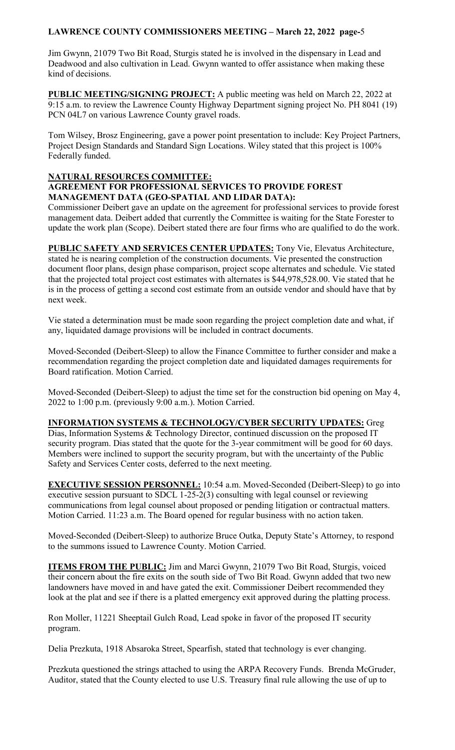Jim Gwynn, 21079 Two Bit Road, Sturgis stated he is involved in the dispensary in Lead and Deadwood and also cultivation in Lead. Gwynn wanted to offer assistance when making these kind of decisions.

**PUBLIC MEETING/SIGNING PROJECT:** A public meeting was held on March 22, 2022 at 9:15 a.m. to review the Lawrence County Highway Department signing project No. PH 8041 (19) PCN 04L7 on various Lawrence County gravel roads.

Tom Wilsey, Brosz Engineering, gave a power point presentation to include: Key Project Partners, Project Design Standards and Standard Sign Locations. Wiley stated that this project is 100% Federally funded.

**NATURAL RESOURCES COMMITTEE:**

**AGREEMENT FOR PROFESSIONAL SERVICES TO PROVIDE FOREST MANAGEMENT DATA (GEO-SPATIAL AND LIDAR DATA):**

Commissioner Deibert gave an update on the agreement for professional services to provide forest management data. Deibert added that currently the Committee is waiting for the State Forester to update the work plan (Scope). Deibert stated there are four firms who are qualified to do the work.

**PUBLIC SAFETY AND SERVICES CENTER UPDATES:** Tony Vie, Elevatus Architecture, stated he is nearing completion of the construction documents. Vie presented the construction document floor plans, design phase comparison, project scope alternates and schedule. Vie stated that the projected total project cost estimates with alternates is $44,978,528.00. Vie stated that he is in the process of getting a second cost estimate from an outside vendor and should have that by next week.

Vie stated a determination must be made soon regarding the project completion date and what, if any, liquidated damage provisions will be included in contract documents.

Moved-Seconded (Deibert-Sleep) to allow the Finance Committee to further consider and make a recommendation regarding the project completion date and liquidated damages requirements for Board ratification. Motion Carried.

Moved-Seconded (Deibert-Sleep) to adjust the time set for the construction bid opening on May 4, 2022 to 1:00 p.m. (previously 9:00 a.m.). Motion Carried.

**INFORMATION SYSTEMS & TECHNOLOGY/CYBER SECURITY UPDATES:** Greg Dias, Information Systems & Technology Director, continued discussion on the proposed IT security program. Dias stated that the quote for the 3-year commitment will be good for 60 days. Members were inclined to support the security program, but with the uncertainty of the Public Safety and Services Center costs, deferred to the next meeting.

**EXECUTIVE SESSION PERSONNEL:** 10:54 a.m. Moved-Seconded (Deibert-Sleep) to go into executive session pursuant to SDCL 1-25-2(3) consulting with legal counsel or reviewing communications from legal counsel about proposed or pending litigation or contractual matters. Motion Carried. 11:23 a.m. The Board opened for regular business with no action taken.

Moved-Seconded (Deibert-Sleep) to authorize Bruce Outka, Deputy State's Attorney, to respond to the summons issued to Lawrence County. Motion Carried.

**ITEMS FROM THE PUBLIC:** Jim and Marci Gwynn, 21079 Two Bit Road, Sturgis, voiced their concern about the fire exits on the south side of Two Bit Road. Gwynn added that two new landowners have moved in and have gated the exit. Commissioner Deibert recommended they look at the plat and see if there is a platted emergency exit approved during the platting process.

Ron Moller, 11221 Sheeptail Gulch Road, Lead spoke in favor of the proposed IT security program.

Delia Prezkuta, 1918 Absaroka Street, Spearfish, stated that technology is ever changing.

Prezkuta questioned the strings attached to using the ARPA Recovery Funds. Brenda McGruder, Auditor, stated that the County elected to use U.S. Treasury final rule allowing the use of up to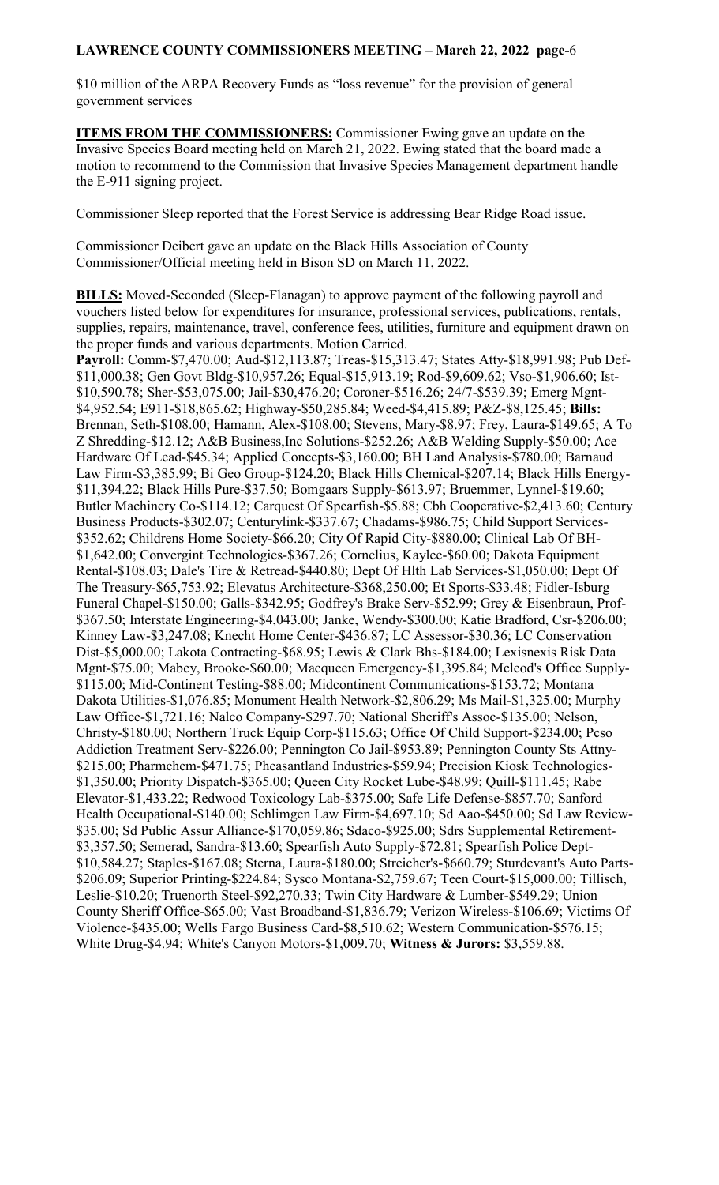$10 million of the ARPA Recovery Funds as "loss revenue" for the provision of general government services

**ITEMS FROM THE COMMISSIONERS:** Commissioner Ewing gave an update on the Invasive Species Board meeting held on March 21, 2022. Ewing stated that the board made a motion to recommend to the Commission that Invasive Species Management department handle the E-911 signing project.

Commissioner Sleep reported that the Forest Service is addressing Bear Ridge Road issue.

Commissioner Deibert gave an update on the Black Hills Association of County Commissioner/Official meeting held in Bison SD on March 11, 2022.

**BILLS:** Moved-Seconded (Sleep-Flanagan) to approve payment of the following payroll and vouchers listed below for expenditures for insurance, professional services, publications, rentals, supplies, repairs, maintenance, travel, conference fees, utilities, furniture and equipment drawn on the proper funds and various departments. Motion Carried.
**Payroll:** Comm-$7,470.00; Aud-$12,113.87; Treas-$15,313.47; States Atty-$18,991.98; Pub Def-$11,000.38; Gen Govt Bldg-$10,957.26; Equal-$15,913.19; Rod-$9,609.62; Vso-$1,906.60; Ist-$10,590.78; Sher-$53,075.00; Jail-$30,476.20; Coroner-$516.26; 24/7-$539.39; Emerg Mgnt-$4,952.54; E911-$18,865.62; Highway-$50,285.84; Weed-$4,415.89; P&Z-$8,125.45; **Bills:** Brennan, Seth-$108.00; Hamann, Alex-$108.00; Stevens, Mary-$8.97; Frey, Laura-$149.65; A To Z Shredding-$12.12; A&B Business,Inc Solutions-$252.26; A&B Welding Supply-$50.00; Ace Hardware Of Lead-$45.34; Applied Concepts-$3,160.00; BH Land Analysis-$780.00; Barnaud Law Firm-$3,385.99; Bi Geo Group-$124.20; Black Hills Chemical-$207.14; Black Hills Energy-$11,394.22; Black Hills Pure-$37.50; Bomgaars Supply-$613.97; Bruemmer, Lynnel-$19.60; Butler Machinery Co-$114.12; Carquest Of Spearfish-$5.88; Cbh Cooperative-$2,413.60; Century Business Products-$302.07; Centurylink-$337.67; Chadams-$986.75; Child Support Services-$352.62; Childrens Home Society-$66.20; City Of Rapid City-$880.00; Clinical Lab Of BH-$1,642.00; Convergint Technologies-$367.26; Cornelius, Kaylee-$60.00; Dakota Equipment Rental-$108.03; Dale's Tire & Retread-$440.80; Dept Of Hlth Lab Services-$1,050.00; Dept Of The Treasury-$65,753.92; Elevatus Architecture-$368,250.00; Et Sports-$33.48; Fidler-Isburg Funeral Chapel-$150.00; Galls-$342.95; Godfrey's Brake Serv-$52.99; Grey & Eisenbraun, Prof-$367.50; Interstate Engineering-$4,043.00; Janke, Wendy-$300.00; Katie Bradford, Csr-$206.00; Kinney Law-$3,247.08; Knecht Home Center-$436.87; LC Assessor-$30.36; LC Conservation Dist-$5,000.00; Lakota Contracting-$68.95; Lewis & Clark Bhs-$184.00; Lexisnexis Risk Data Mgnt-$75.00; Mabey, Brooke-$60.00; Macqueen Emergency-$1,395.84; Mcleod's Office Supply-$115.00; Mid-Continent Testing-$88.00; Midcontinent Communications-$153.72; Montana Dakota Utilities-$1,076.85; Monument Health Network-$2,806.29; Ms Mail-$1,325.00; Murphy Law Office-$1,721.16; Nalco Company-$297.70; National Sheriff's Assoc-$135.00; Nelson, Christy-$180.00; Northern Truck Equip Corp-$115.63; Office Of Child Support-$234.00; Pcso Addiction Treatment Serv-$226.00; Pennington Co Jail-$953.89; Pennington County Sts Attny-$215.00; Pharmchem-$471.75; Pheasantland Industries-$59.94; Precision Kiosk Technologies-$1,350.00; Priority Dispatch-$365.00; Queen City Rocket Lube-$48.99; Quill-$111.45; Rabe Elevator-$1,433.22; Redwood Toxicology Lab-$375.00; Safe Life Defense-$857.70; Sanford Health Occupational-$140.00; Schlimgen Law Firm-$4,697.10; Sd Aao-$450.00; Sd Law Review-$35.00; Sd Public Assur Alliance-$170,059.86; Sdaco-$925.00; Sdrs Supplemental Retirement-$3,357.50; Semerad, Sandra-$13.60; Spearfish Auto Supply-$72.81; Spearfish Police Dept-$10,584.27; Staples-$167.08; Sterna, Laura-$180.00; Streicher's-$660.79; Sturdevant's Auto Parts-$206.09; Superior Printing-$224.84; Sysco Montana-$2,759.67; Teen Court-$15,000.00; Tillisch, Leslie-$10.20; Truenorth Steel-$92,270.33; Twin City Hardware & Lumber-$549.29; Union County Sheriff Office-$65.00; Vast Broadband-$1,836.79; Verizon Wireless-$106.69; Victims Of Violence-$435.00; Wells Fargo Business Card-$8,510.62; Western Communication-$576.15; White Drug-$4.94; White's Canyon Motors-$1,009.70; **Witness & Jurors:** $3,559.88.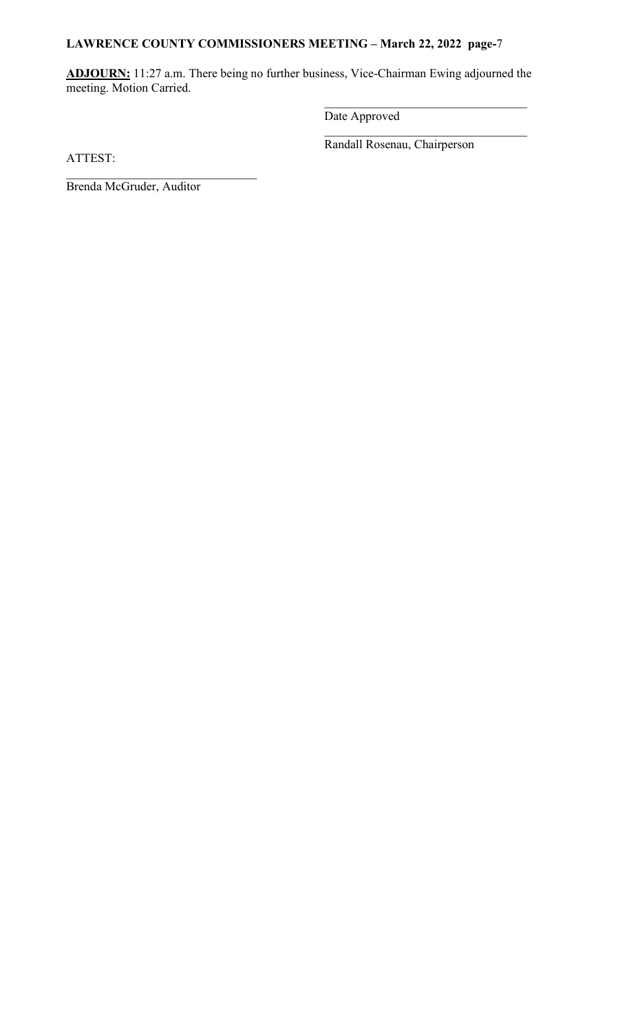**ADJOURN:** 11:27 a.m. There being no further business, Vice-Chairman Ewing adjourned the meeting. Motion Carried.

\_\_\_\_\_\_\_\_\_\_\_\_\_\_\_\_\_\_\_\_\_\_\_\_\_\_\_\_\_\_\_\_\_
Date Approved

\_\_\_\_\_\_\_\_\_\_\_\_\_\_\_\_\_\_\_\_\_\_\_\_\_\_\_\_\_\_\_\_\_
Randall Rosenau, Chairperson

ATTEST:

\_\_\_\_\_\_\_\_\_\_\_\_\_\_\_\_\_\_\_\_\_\_\_\_\_\_\_\_\_\_\_\_\_
Brenda McGruder, Auditor